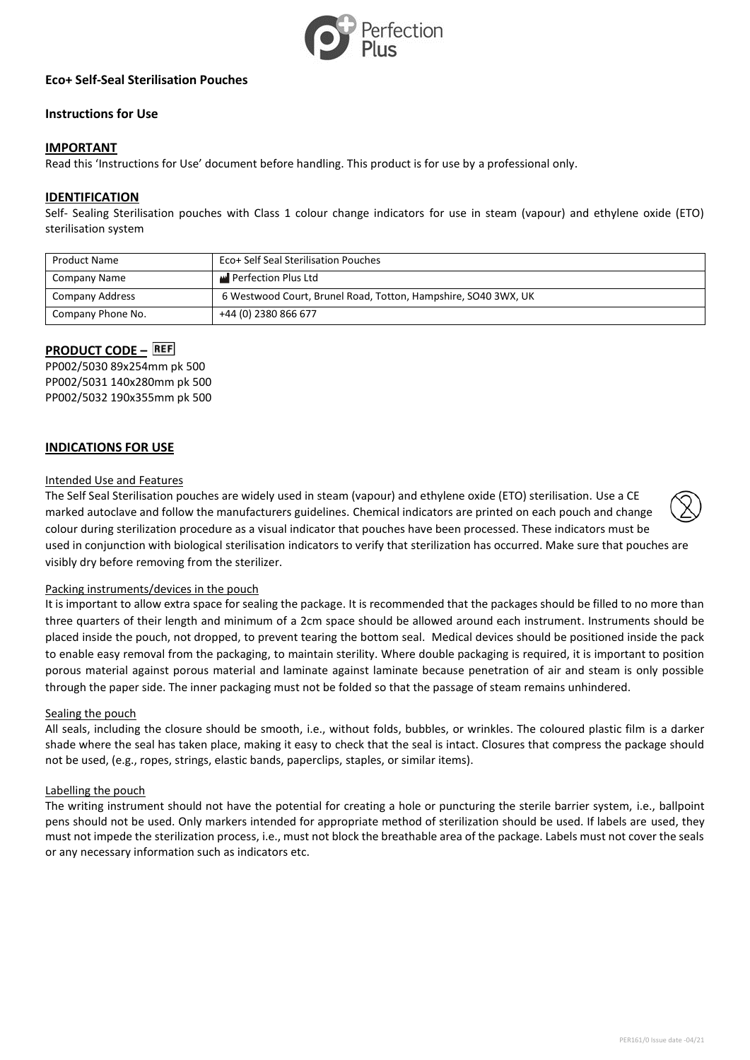Perfection Plus

**Eco+ Self-Seal Sterilisation Pouches**

**Instructions for Use**

## IMPORTANT

Read this 'Instructions for Use' document before handling. This product is for use by a professional only.

## IDENTIFICATION

Self- Sealing Sterilisation pouches with Class 1 colour change indicators for use in steam (vapour) and ethylene oxide (ETO) sterilisation system

| Product Name | Eco+ Self Seal Sterilisation Pouches |
|---|---|
| Company Name | Perfection Plus Ltd |
| Company Address | 6 Westwood Court, Brunel Road, Totton, Hampshire, SO40 3WX, UK |
| Company Phone No. | +44 (0) 2380 866 677 |

## PRODUCT CODE – REF

PP002/5030 89x254mm pk 500
PP002/5031 140x280mm pk 500
PP002/5032 190x355mm pk 500

## INDICATIONS FOR USE

Intended Use and Features

The Self Seal Sterilisation pouches are widely used in steam (vapour) and ethylene oxide (ETO) sterilisation. Use a CE marked autoclave and follow the manufacturers guidelines. Chemical indicators are printed on each pouch and change colour during sterilization procedure as a visual indicator that pouches have been processed. These indicators must be used in conjunction with biological sterilisation indicators to verify that sterilization has occurred. Make sure that pouches are visibly dry before removing from the sterilizer.

Packing instruments/devices in the pouch

It is important to allow extra space for sealing the package. It is recommended that the packages should be filled to no more than three quarters of their length and minimum of a 2cm space should be allowed around each instrument. Instruments should be placed inside the pouch, not dropped, to prevent tearing the bottom seal. Medical devices should be positioned inside the pack to enable easy removal from the packaging, to maintain sterility. Where double packaging is required, it is important to position porous material against porous material and laminate against laminate because penetration of air and steam is only possible through the paper side. The inner packaging must not be folded so that the passage of steam remains unhindered.

Sealing the pouch

All seals, including the closure should be smooth, i.e., without folds, bubbles, or wrinkles. The coloured plastic film is a darker shade where the seal has taken place, making it easy to check that the seal is intact. Closures that compress the package should not be used, (e.g., ropes, strings, elastic bands, paperclips, staples, or similar items).

Labelling the pouch

The writing instrument should not have the potential for creating a hole or puncturing the sterile barrier system, i.e., ballpoint pens should not be used. Only markers intended for appropriate method of sterilization should be used. If labels are used, they must not impede the sterilization process, i.e., must not block the breathable area of the package. Labels must not cover the seals or any necessary information such as indicators etc.

PER161/0 Issue date -04/21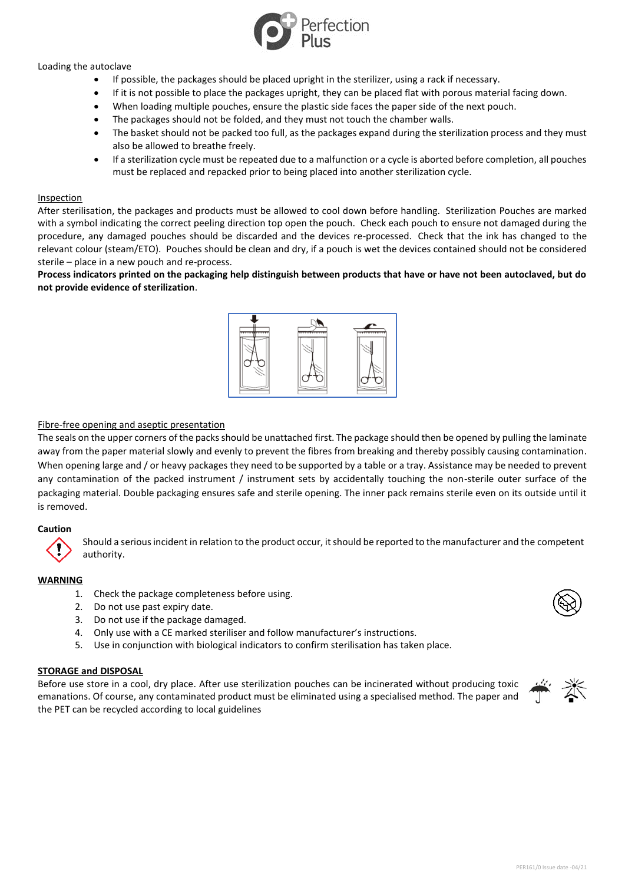Loading the autoclave

- If possible, the packages should be placed upright in the sterilizer, using a rack if necessary.
- If it is not possible to place the packages upright, they can be placed flat with porous material facing down.
- When loading multiple pouches, ensure the plastic side faces the paper side of the next pouch.
- The packages should not be folded, and they must not touch the chamber walls.
- The basket should not be packed too full, as the packages expand during the sterilization process and they must also be allowed to breathe freely.
- If a sterilization cycle must be repeated due to a malfunction or a cycle is aborted before completion, all pouches must be replaced and repacked prior to being placed into another sterilization cycle.

## Inspection

After sterilisation, the packages and products must be allowed to cool down before handling. Sterilization Pouches are marked with a symbol indicating the correct peeling direction top open the pouch. Check each pouch to ensure not damaged during the procedure, any damaged pouches should be discarded and the devices re-processed. Check that the ink has changed to the relevant colour (steam/ETO). Pouches should be clean and dry, if a pouch is wet the devices contained should not be considered sterile – place in a new pouch and re-process.

**Process indicators printed on the packaging help distinguish between products that have or have not been autoclaved, but do not provide evidence of sterilization**.

## Fibre-free opening and aseptic presentation

The seals on the upper corners of the packs should be unattached first. The package should then be opened by pulling the laminate away from the paper material slowly and evenly to prevent the fibres from breaking and thereby possibly causing contamination. When opening large and / or heavy packages they need to be supported by a table or a tray. Assistance may be needed to prevent any contamination of the packed instrument / instrument sets by accidentally touching the non-sterile outer surface of the packaging material. Double packaging ensures safe and sterile opening. The inner pack remains sterile even on its outside until it is removed.

## Caution

Should a serious incident in relation to the product occur, it should be reported to the manufacturer and the competent authority.

## WARNING

1. Check the package completeness before using.
2. Do not use past expiry date.
3. Do not use if the package damaged.
4. Only use with a CE marked steriliser and follow manufacturer's instructions.
5. Use in conjunction with biological indicators to confirm sterilisation has taken place.

## STORAGE and DISPOSAL

Before use store in a cool, dry place. After use sterilization pouches can be incinerated without producing toxic emanations. Of course, any contaminated product must be eliminated using a specialised method. The paper and the PET can be recycled according to local guidelines

PER161/0 Issue date -04/21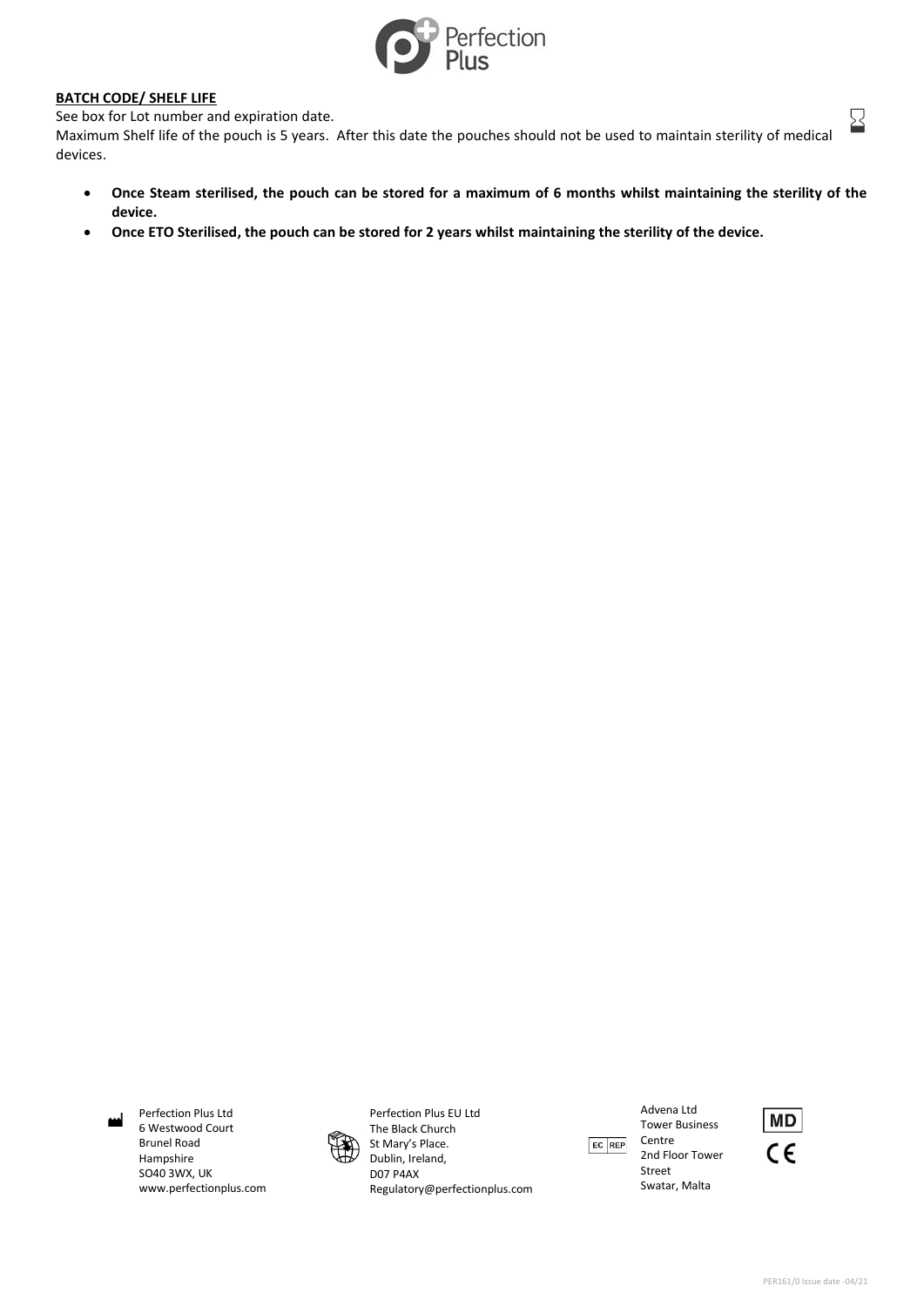**BATCH CODE/ SHELF LIFE**

See box for Lot number and expiration date.

Maximum Shelf life of the pouch is 5 years. After this date the pouches should not be used to maintain sterility of medical devices.

- **Once Steam sterilised, the pouch can be stored for a maximum of 6 months whilst maintaining the sterility of the device.**
- **Once ETO Sterilised, the pouch can be stored for 2 years whilst maintaining the sterility of the device.**

Perfection Plus Ltd
6 Westwood Court
Brunel Road
Hampshire
SO40 3WX, UK
www.perfectionplus.com

Perfection Plus EU Ltd
The Black Church
St Mary's Place.
Dublin, Ireland,
D07 P4AX
Regulatory@perfectionplus.com

EC REP

Advena Ltd
Tower Business Centre
2nd Floor Tower Street
Swatar, Malta

MD

CE

PER161/0 Issue date -04/21